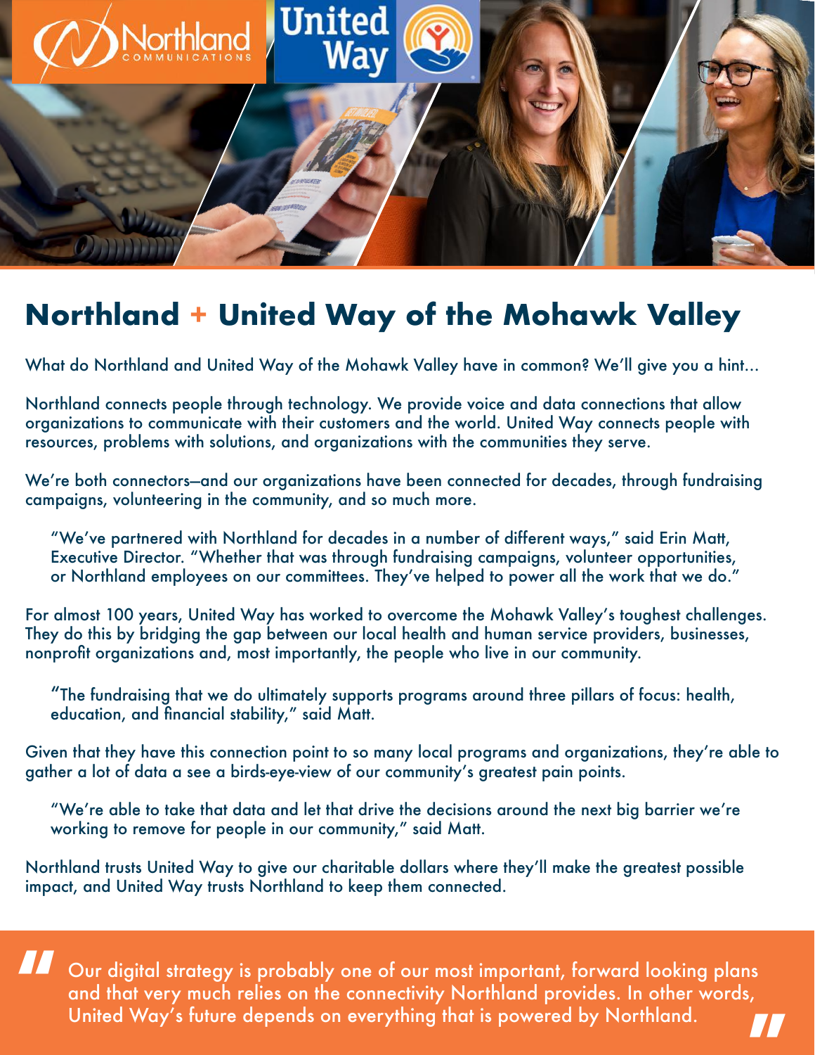# Northland + United Way of the Mohawk Valley

What do Northland and United Way of the Mohawk Valley have in common? We'll give you a hint...

Northland connects people through technology. We provide voice and data connections that allow organizations to communicate with their customers and the world. United Way connects people with resources, problems with solutions, and organizations with the communities they serve.

We're both connectors–and our organizations have been connected for decades, through fundraising campaigns, volunteering in the community, and so much more.

> "We've partnered with Northland for decades in a number of different ways," said Erin Matt, Executive Director. "Whether that was through fundraising campaigns, volunteer opportunities, or Northland employees on our committees. They've helped to power all the work that we do."

For almost 100 years, United Way has worked to overcome the Mohawk Valley's toughest challenges. They do this by bridging the gap between our local health and human service providers, businesses, nonprofit organizations and, most importantly, the people who live in our community.

> "The fundraising that we do ultimately supports programs around three pillars of focus: health, education, and financial stability," said Matt.

Given that they have this connection point to so many local programs and organizations, they're able to gather a lot of data a see a birds-eye-view of our community's greatest pain points.

> "We're able to take that data and let that drive the decisions around the next big barrier we're working to remove for people in our community," said Matt.

Northland trusts United Way to give our charitable dollars where they'll make the greatest possible impact, and United Way trusts Northland to keep them connected.

> "Our digital strategy is probably one of our most important, forward looking plans and that very much relies on the connectivity Northland provides. In other words, United Way's future depends on everything that is powered by Northland."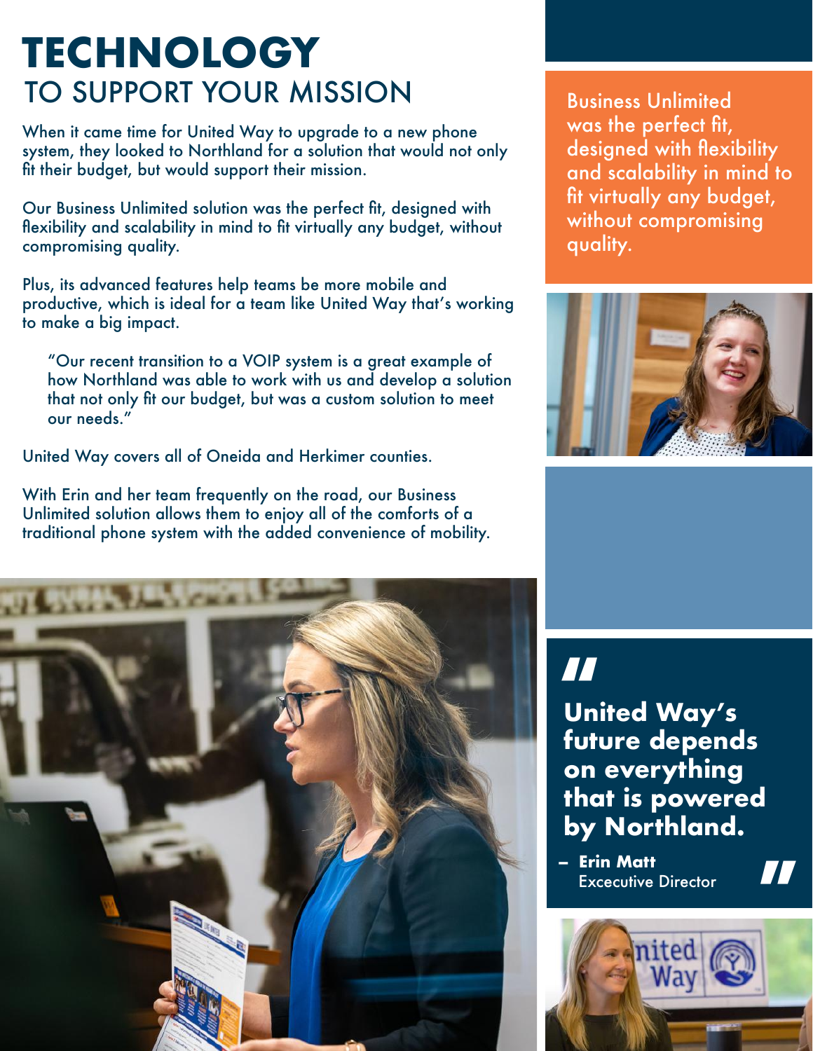# TECHNOLOGY
## TO SUPPORT YOUR MISSION

When it came time for United Way to upgrade to a new phone system, they looked to Northland for a solution that would not only fit their budget, but would support their mission.

Our Business Unlimited solution was the perfect fit, designed with flexibility and scalability in mind to fit virtually any budget, without compromising quality.

Plus, its advanced features help teams be more mobile and productive, which is ideal for a team like United Way that's working to make a big impact.

> "Our recent transition to a VOIP system is a great example of how Northland was able to work with us and develop a solution that not only fit our budget, but was a custom solution to meet our needs."

United Way covers all of Oneida and Herkimer counties.

With Erin and her team frequently on the road, our Business Unlimited solution allows them to enjoy all of the comforts of a traditional phone system with the added convenience of mobility.

Business Unlimited was the perfect fit, designed with flexibility and scalability in mind to fit virtually any budget, without compromising quality.

> **"United Way's future depends on everything that is powered by Northland."**
>
> – **Erin Matt**
> Excecutive Director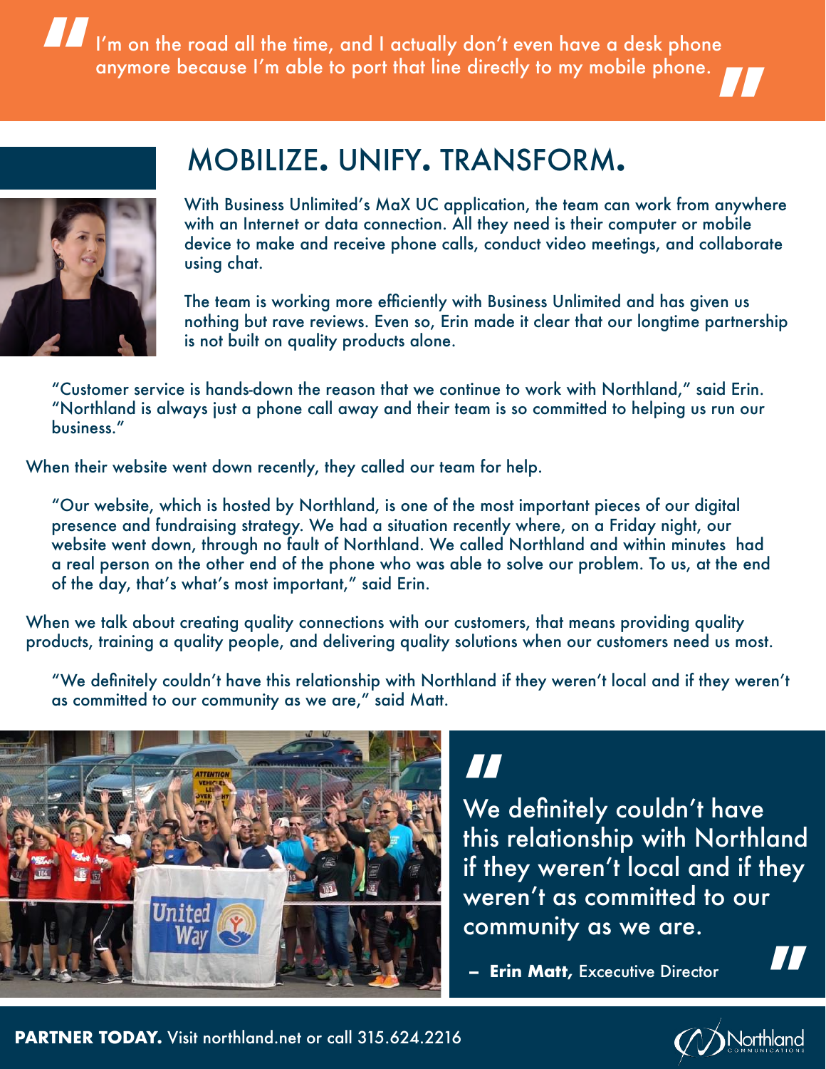> I'm on the road all the time, and I actually don't even have a desk phone anymore because I'm able to port that line directly to my mobile phone.

## MOBILIZE. UNIFY. TRANSFORM.

With Business Unlimited's MaX UC application, the team can work from anywhere with an Internet or data connection. All they need is their computer or mobile device to make and receive phone calls, conduct video meetings, and collaborate using chat.

The team is working more efficiently with Business Unlimited and has given us nothing but rave reviews. Even so, Erin made it clear that our longtime partnership is not built on quality products alone.

> "Customer service is hands-down the reason that we continue to work with Northland," said Erin. "Northland is always just a phone call away and their team is so committed to helping us run our business."

When their website went down recently, they called our team for help.

> "Our website, which is hosted by Northland, is one of the most important pieces of our digital presence and fundraising strategy. We had a situation recently where, on a Friday night, our website went down, through no fault of Northland. We called Northland and within minutes had a real person on the other end of the phone who was able to solve our problem. To us, at the end of the day, that's what's most important," said Erin.

When we talk about creating quality connections with our customers, that means providing quality products, training a quality people, and delivering quality solutions when our customers need us most.

> "We definitely couldn't have this relationship with Northland if they weren't local and if they weren't as committed to our community as we are," said Matt.

> We definitely couldn't have this relationship with Northland if they weren't local and if they weren't as committed to our community as we are.
>
> – **Erin Matt,** Executive Director

**PARTNER TODAY.** Visit northland.net or call 315.624.2216